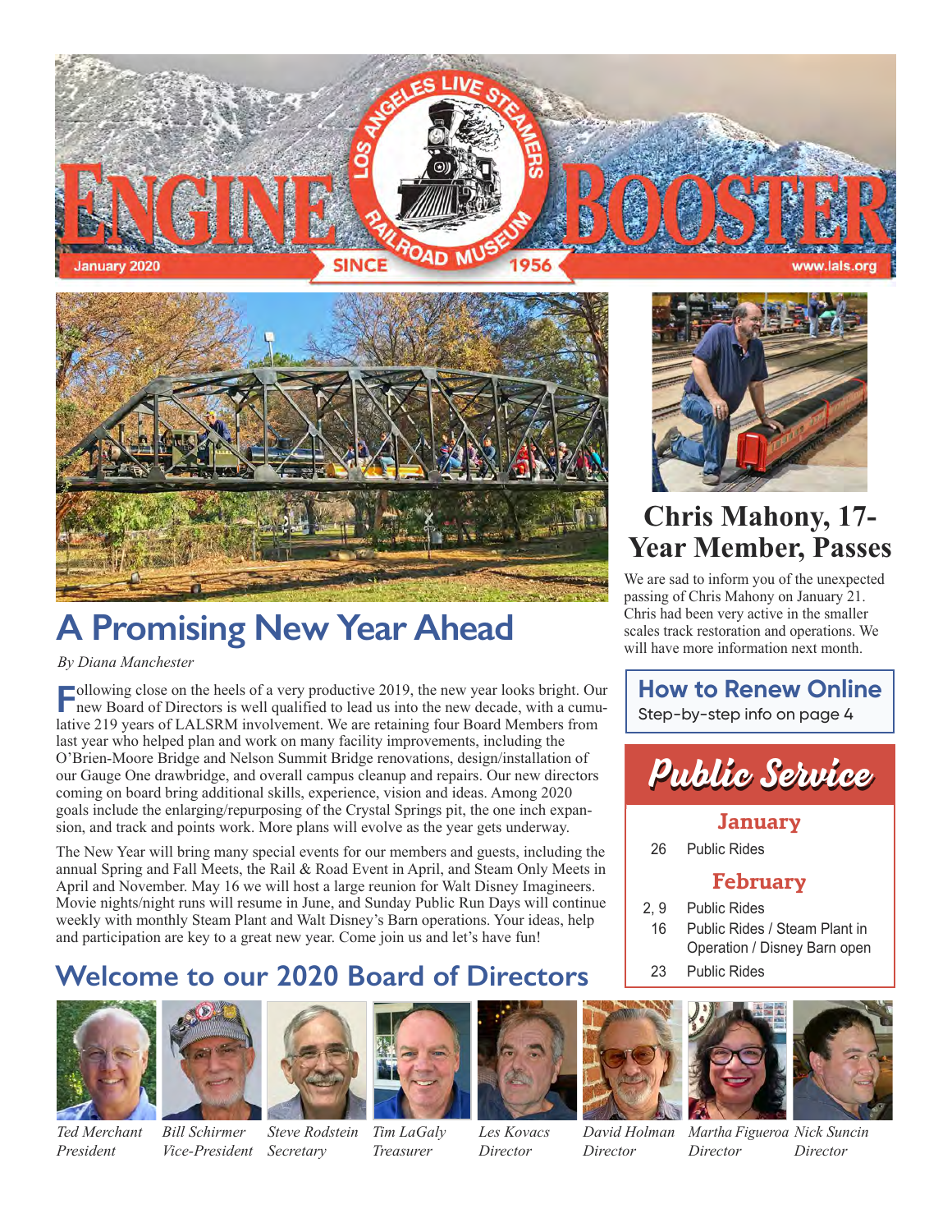# Engine Booster

January 2020 — Los Angeles Live Steamers Railroad Museum — Since 1956 — www.lals.org

## A Promising New Year Ahead

*By Diana Manchester*

Following close on the heels of a very productive 2019, the new year looks bright. Our new Board of Directors is well qualified to lead us into the new decade, with a cumulative 219 years of LALSRM involvement. We are retaining four Board Members from last year who helped plan and work on many facility improvements, including the O'Brien-Moore Bridge and Nelson Summit Bridge renovations, design/installation of our Gauge One drawbridge, and overall campus cleanup and repairs. Our new directors coming on board bring additional skills, experience, vision and ideas. Among 2020 goals include the enlarging/repurposing of the Crystal Springs pit, the one inch expansion, and track and points work. More plans will evolve as the year gets underway.

The New Year will bring many special events for our members and guests, including the annual Spring and Fall Meets, the Rail & Road Event in April, and Steam Only Meets in April and November. May 16 we will host a large reunion for Walt Disney Imagineers. Movie nights/night runs will resume in June, and Sunday Public Run Days will continue weekly with monthly Steam Plant and Walt Disney's Barn operations. Your ideas, help and participation are key to a great new year. Come join us and let's have fun!

## Chris Mahony, 17-Year Member, Passes

We are sad to inform you of the unexpected passing of Chris Mahony on January 21. Chris had been very active in the smaller scales track restoration and operations. We will have more information next month.

## How to Renew Online

Step-by-step info on page 4

## Public Service

### January

26 Public Rides

### February

2, 9 Public Rides
16 Public Rides / Steam Plant in Operation / Disney Barn open
23 Public Rides

## Welcome to our 2020 Board of Directors

*Ted Merchant* President

*Bill Schirmer* Vice-President

*Steve Rodstein* Secretary

*Tim LaGaly* Treasurer

*Les Kovacs* Director

*David Holman* Director

*Martha Figueroa* Director

*Nick Suncin* Director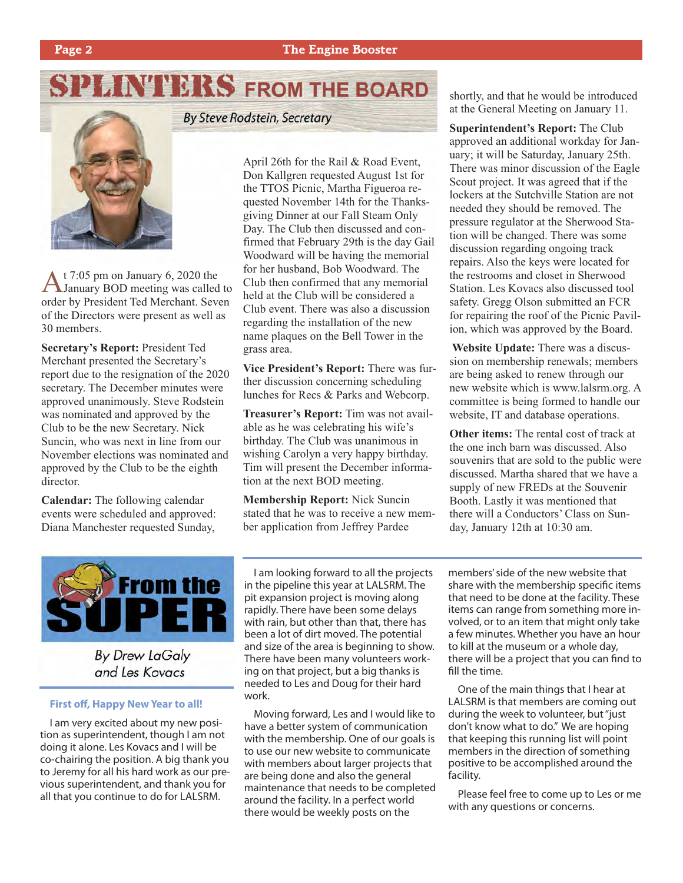# SPLINTERS FROM THE BOARD

*By Steve Rodstein, Secretary*

At 7:05 pm on January 6, 2020 the January BOD meeting was called to order by President Ted Merchant. Seven of the Directors were present as well as 30 members.

**Secretary's Report:** President Ted Merchant presented the Secretary's report due to the resignation of the 2020 secretary. The December minutes were approved unanimously. Steve Rodstein was nominated and approved by the Club to be the new Secretary. Nick Suncin, who was next in line from our November elections was nominated and approved by the Club to be the eighth director.

**Calendar:** The following calendar events were scheduled and approved: Diana Manchester requested Sunday, April 26th for the Rail & Road Event, Don Kallgren requested August 1st for the TTOS Picnic, Martha Figueroa requested November 14th for the Thanksgiving Dinner at our Fall Steam Only Day. The Club then discussed and confirmed that February 29th is the day Gail Woodward will be having the memorial for her husband, Bob Woodward. The Club then confirmed that any memorial held at the Club will be considered a Club event. There was also a discussion regarding the installation of the new name plaques on the Bell Tower in the grass area.

**Vice President's Report:** There was further discussion concerning scheduling lunches for Recs & Parks and Webcorp.

**Treasurer's Report:** Tim was not available as he was celebrating his wife's birthday. The Club was unanimous in wishing Carolyn a very happy birthday. Tim will present the December information at the next BOD meeting.

**Membership Report:** Nick Suncin stated that he was to receive a new member application from Jeffrey Pardee shortly, and that he would be introduced at the General Meeting on January 11.

**Superintendent's Report:** The Club approved an additional workday for January; it will be Saturday, January 25th. There was minor discussion of the Eagle Scout project. It was agreed that if the lockers at the Sutchville Station are not needed they should be removed. The pressure regulator at the Sherwood Station will be changed. There was some discussion regarding ongoing track repairs. Also the keys were located for the restrooms and closet in Sherwood Station. Les Kovacs also discussed tool safety. Gregg Olson submitted an FCR for repairing the roof of the Picnic Pavilion, which was approved by the Board.

**Website Update:** There was a discussion on membership renewals; members are being asked to renew through our new website which is www.lalsrm.org. A committee is being formed to handle our website, IT and database operations.

**Other items:** The rental cost of track at the one inch barn was discussed. Also souvenirs that are sold to the public were discussed. Martha shared that we have a supply of new FREDs at the Souvenir Booth. Lastly it was mentioned that there will a Conductors' Class on Sunday, January 12th at 10:30 am.

# From the SUPER

*By Drew LaGaly and Les Kovacs*

### First off, Happy New Year to all!

I am very excited about my new position as superintendent, though I am not doing it alone. Les Kovacs and I will be co-chairing the position. A big thank you to Jeremy for all his hard work as our previous superintendent, and thank you for all that you continue to do for LALSRM.

I am looking forward to all the projects in the pipeline this year at LALSRM. The pit expansion project is moving along rapidly. There have been some delays with rain, but other than that, there has been a lot of dirt moved. The potential and size of the area is beginning to show. There have been many volunteers working on that project, but a big thanks is needed to Les and Doug for their hard work.

Moving forward, Les and I would like to have a better system of communication with the membership. One of our goals is to use our new website to communicate with members about larger projects that are being done and also the general maintenance that needs to be completed around the facility. In a perfect world there would be weekly posts on the members' side of the new website that share with the membership specific items that need to be done at the facility. These items can range from something more involved, or to an item that might only take a few minutes. Whether you have an hour to kill at the museum or a whole day, there will be a project that you can find to fill the time.

One of the main things that I hear at LALSRM is that members are coming out during the week to volunteer, but "just don't know what to do." We are hoping that keeping this running list will point members in the direction of something positive to be accomplished around the facility.

Please feel free to come up to Les or me with any questions or concerns.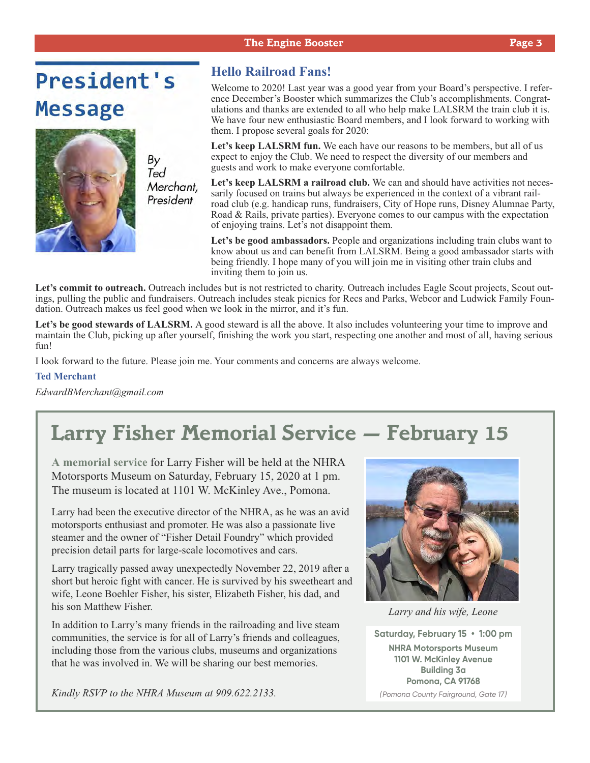# President's Message

*By Ted Merchant, President*

## Hello Railroad Fans!

Welcome to 2020! Last year was a good year from your Board's perspective. I reference December's Booster which summarizes the Club's accomplishments. Congratulations and thanks are extended to all who help make LALSRM the train club it is. We have four new enthusiastic Board members, and I look forward to working with them. I propose several goals for 2020:

**Let's keep LALSRM fun.** We each have our reasons to be members, but all of us expect to enjoy the Club. We need to respect the diversity of our members and guests and work to make everyone comfortable.

**Let's keep LALSRM a railroad club.** We can and should have activities not necessarily focused on trains but always be experienced in the context of a vibrant railroad club (e.g. handicap runs, fundraisers, City of Hope runs, Disney Alumnae Party, Road & Rails, private parties). Everyone comes to our campus with the expectation of enjoying trains. Let's not disappoint them.

**Let's be good ambassadors.** People and organizations including train clubs want to know about us and can benefit from LALSRM. Being a good ambassador starts with being friendly. I hope many of you will join me in visiting other train clubs and inviting them to join us.

**Let's commit to outreach.** Outreach includes but is not restricted to charity. Outreach includes Eagle Scout projects, Scout outings, pulling the public and fundraisers. Outreach includes steak picnics for Recs and Parks, Webcor and Ludwick Family Foundation. Outreach makes us feel good when we look in the mirror, and it's fun.

**Let's be good stewards of LALSRM.** A good steward is all the above. It also includes volunteering your time to improve and maintain the Club, picking up after yourself, finishing the work you start, respecting one another and most of all, having serious fun!

I look forward to the future. Please join me. Your comments and concerns are always welcome.

**Ted Merchant**

*EdwardBMerchant@gmail.com*

# Larry Fisher Memorial Service — February 15

**A memorial service** for Larry Fisher will be held at the NHRA Motorsports Museum on Saturday, February 15, 2020 at 1 pm. The museum is located at 1101 W. McKinley Ave., Pomona.

Larry had been the executive director of the NHRA, as he was an avid motorsports enthusiast and promoter. He was also a passionate live steamer and the owner of "Fisher Detail Foundry" which provided precision detail parts for large-scale locomotives and cars.

Larry tragically passed away unexpectedly November 22, 2019 after a short but heroic fight with cancer. He is survived by his sweetheart and wife, Leone Boehler Fisher, his sister, Elizabeth Fisher, his dad, and his son Matthew Fisher.

In addition to Larry's many friends in the railroading and live steam communities, the service is for all of Larry's friends and colleagues, including those from the various clubs, museums and organizations that he was involved in. We will be sharing our best memories.

*Kindly RSVP to the NHRA Museum at 909.622.2133.*

*Larry and his wife, Leone*

**Saturday, February 15 • 1:00 pm**
**NHRA Motorsports Museum**
**1101 W. McKinley Avenue**
**Building 3a**
**Pomona, CA 91768**
*(Pomona County Fairground, Gate 17)*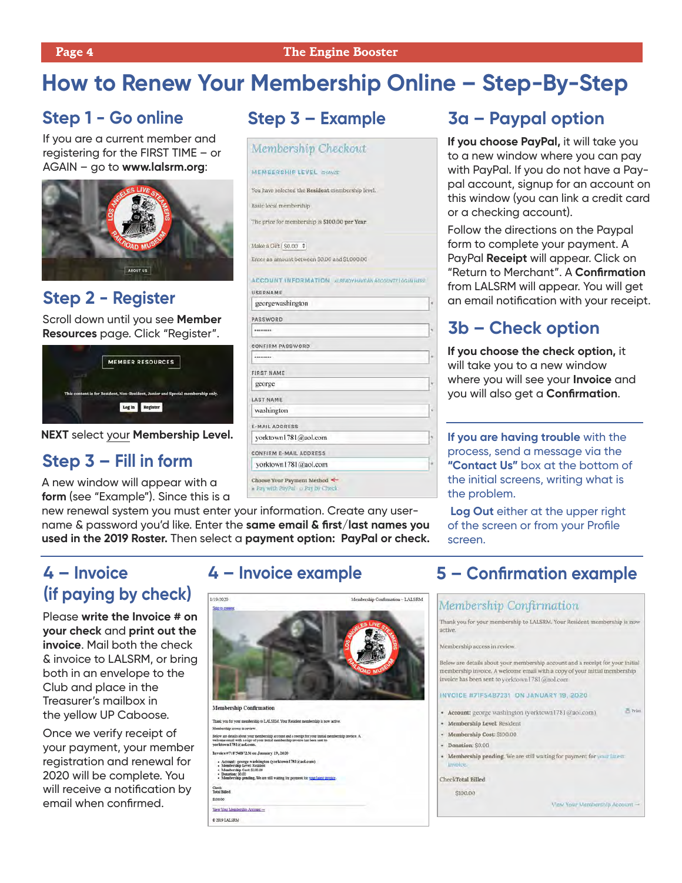# How to Renew Your Membership Online – Step-By-Step

## Step 1 - Go online

If you are a current member and registering for the FIRST TIME – or AGAIN – go to **www.lalsrm.org**:

## Step 2 - Register

Scroll down until you see **Member Resources** page. Click "Register".

**NEXT** select your **Membership Level.**

## Step 3 – Fill in form

A new window will appear with a **form** (see "Example"). Since this is a new renewal system you must enter your information. Create any user-name & password you'd like. Enter the **same email & first/last names you used in the 2019 Roster.** Then select a **payment option: PayPal or check.**

## Step 3 – Example

## 3a – Paypal option

**If you choose PayPal,** it will take you to a new window where you can pay with PayPal. If you do not have a Pay-pal account, signup for an account on this window (you can link a credit card or a checking account).

Follow the directions on the Paypal form to complete your payment. A PayPal **Receipt** will appear. Click on "Return to Merchant". A **Confirmation** from LALSRM will appear. You will get an email notification with your receipt.

## 3b – Check option

**If you choose the check option,** it will take you to a new window where you will see your **Invoice** and you will also get a **Confirmation**.

**If you are having trouble** with the process, send a message via the **"Contact Us"** box at the bottom of the initial screens, writing what is the problem.

**Log Out** either at the upper right of the screen or from your Profile screen.

## 4 – Invoice (if paying by check)

Please **write the Invoice # on your check** and **print out the invoice**. Mail both the check & invoice to LALSRM, or bring both in an envelope to the Club and place in the Treasurer's mailbox in the yellow UP Caboose.

Once we verify receipt of your payment, your member registration and renewal for 2020 will be complete. You will receive a notification by email when confirmed.

## 4 – Invoice example

## 5 – Confirmation example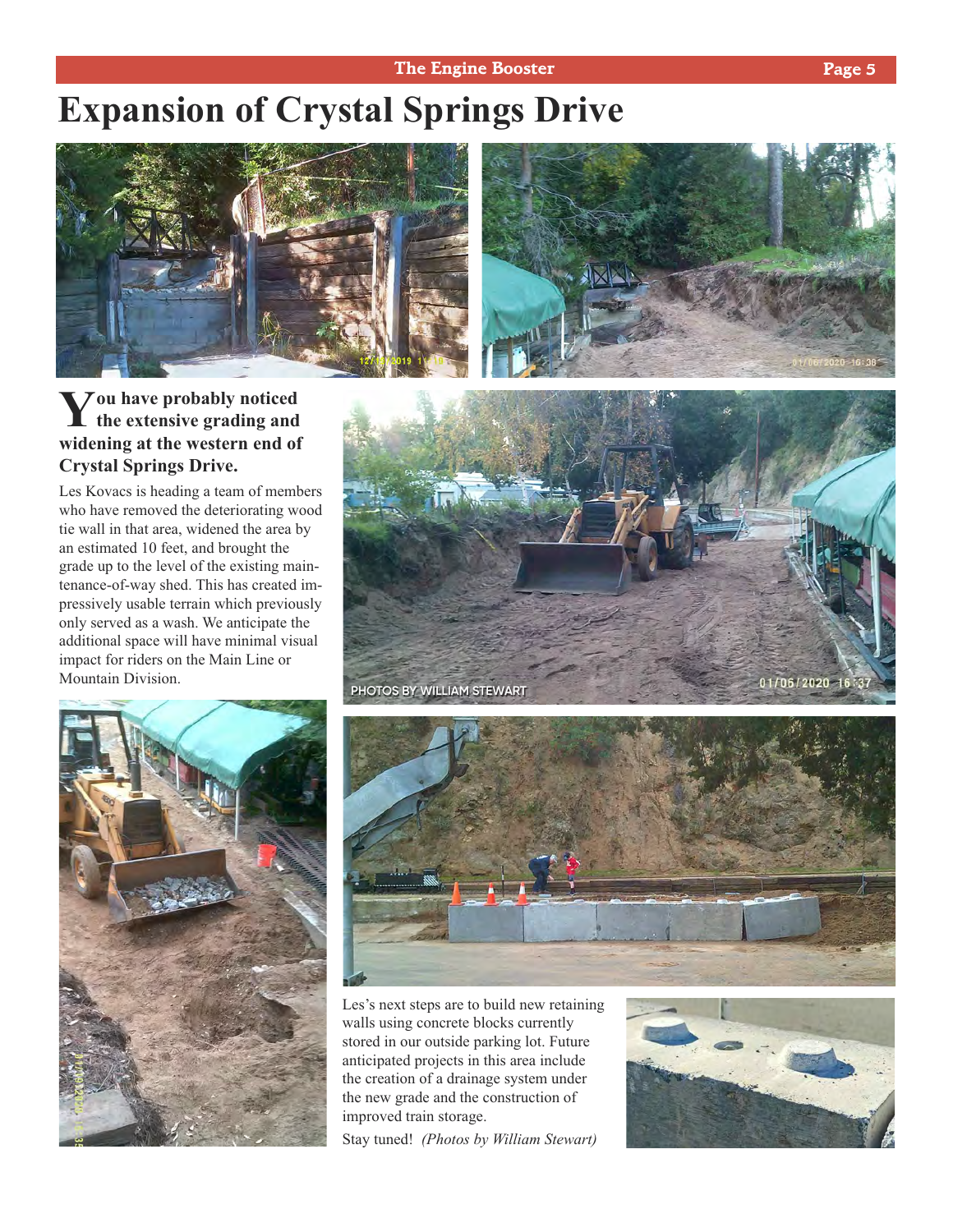# Expansion of Crystal Springs Drive

**You have probably noticed the extensive grading and widening at the western end of Crystal Springs Drive.**

Les Kovacs is heading a team of members who have removed the deteriorating wood tie wall in that area, widened the area by an estimated 10 feet, and brought the grade up to the level of the existing maintenance-of-way shed. This has created impressively usable terrain which previously only served as a wash. We anticipate the additional space will have minimal visual impact for riders on the Main Line or Mountain Division.

PHOTOS BY WILLIAM STEWART

Les's next steps are to build new retaining walls using concrete blocks currently stored in our outside parking lot. Future anticipated projects in this area include the creation of a drainage system under the new grade and the construction of improved train storage.

Stay tuned! *(Photos by William Stewart)*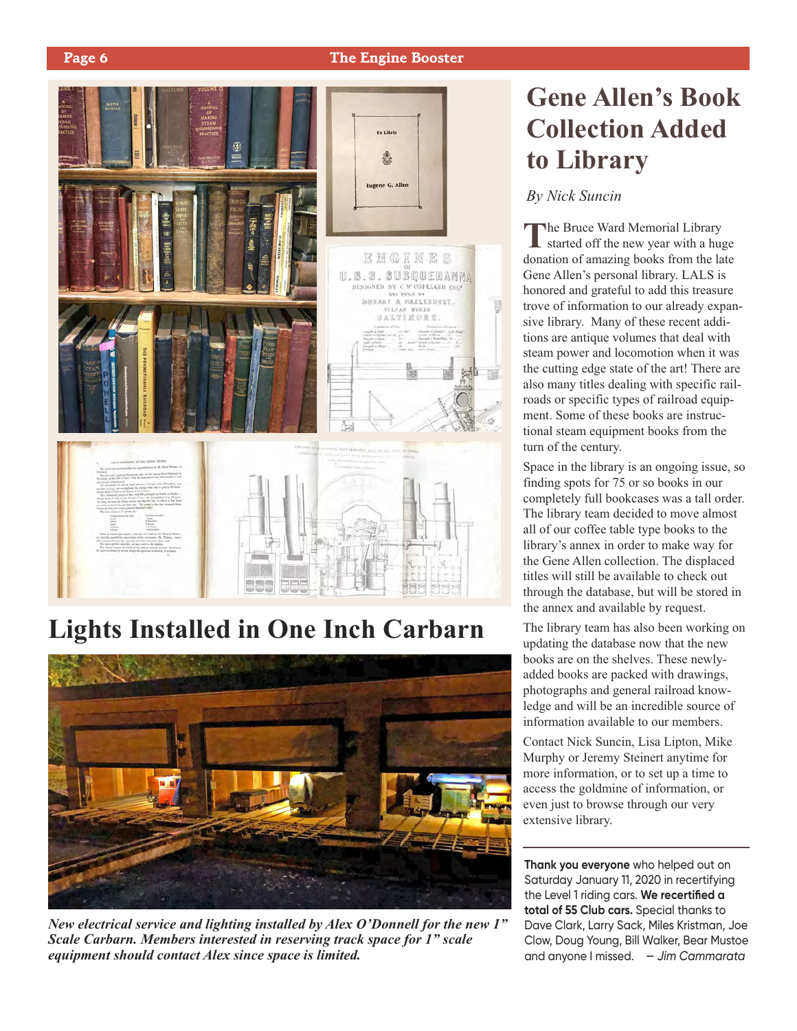# Gene Allen's Book Collection Added to Library

*By Nick Suncin*

The Bruce Ward Memorial Library started off the new year with a huge donation of amazing books from the late Gene Allen's personal library. LALS is honored and grateful to add this treasure trove of information to our already expansive library. Many of these recent additions are antique volumes that deal with steam power and locomotion when it was the cutting edge state of the art! There are also many titles dealing with specific railroads or specific types of railroad equipment. Some of these books are instructional steam equipment books from the turn of the century.

Space in the library is an ongoing issue, so finding spots for 75 or so books in our completely full bookcases was a tall order. The library team decided to move almost all of our coffee table type books to the library's annex in order to make way for the Gene Allen collection. The displaced titles will still be available to check out through the database, but will be stored in the annex and available by request.

The library team has also been working on updating the database now that the new books are on the shelves. These newly-added books are packed with drawings, photographs and general railroad knowledge and will be an incredible source of information available to our members.

Contact Nick Suncin, Lisa Lipton, Mike Murphy or Jeremy Steinert anytime for more information, or to set up a time to access the goldmine of information, or even just to browse through our very extensive library.

---

**Thank you everyone** who helped out on Saturday January 11, 2020 in recertifying the Level 1 riding cars. **We recertified a total of 55 Club cars.** Special thanks to Dave Clark, Larry Sack, Miles Kristman, Joe Clow, Doug Young, Bill Walker, Bear Mustoe and anyone I missed. — *Jim Cammarata*

# Lights Installed in One Inch Carbarn

***New electrical service and lighting installed by Alex O'Donnell for the new 1" Scale Carbarn. Members interested in reserving track space for 1" scale equipment should contact Alex since space is limited.***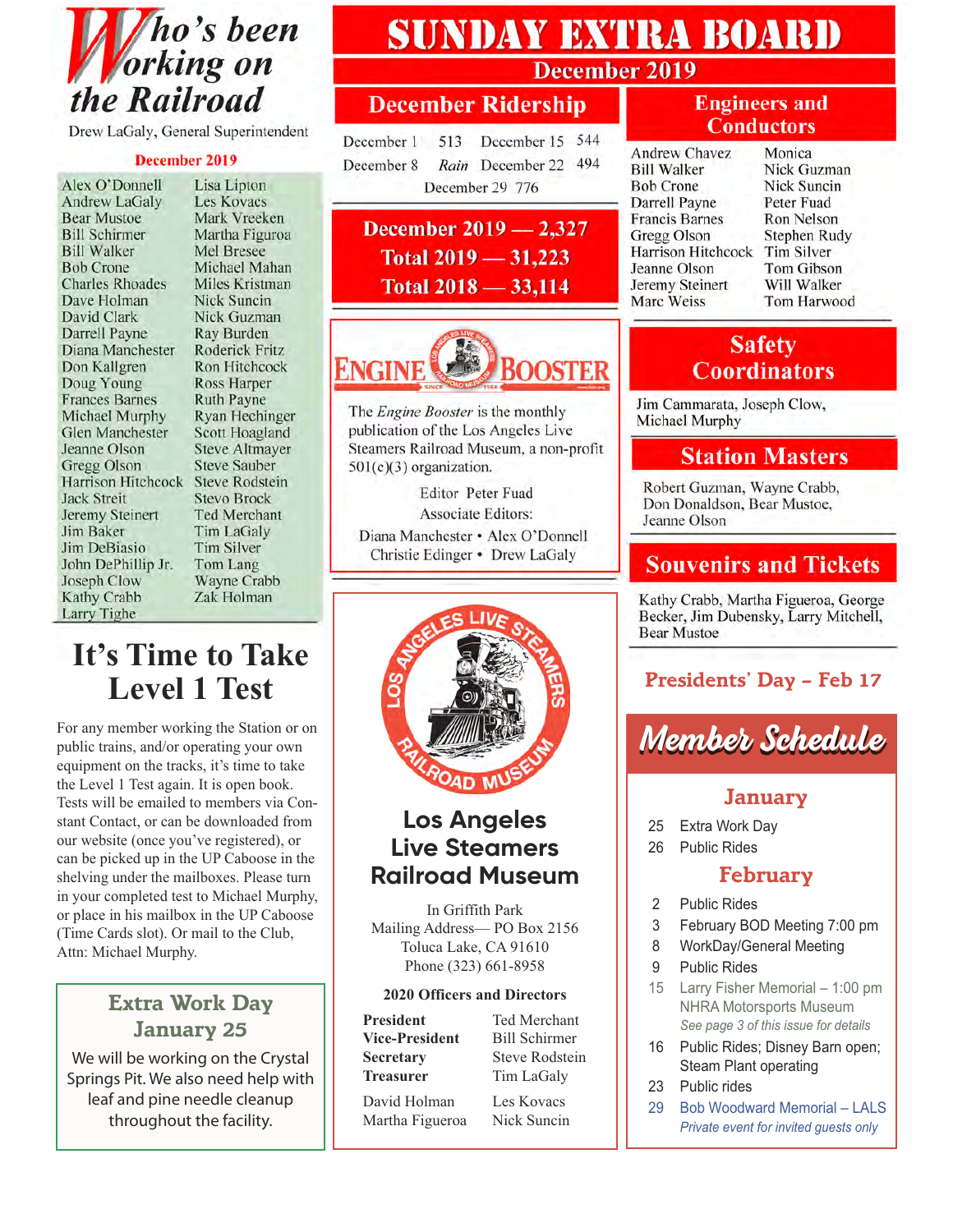# Who's been Working on the Railroad

Drew LaGaly, General Superintendent

**December 2019**

| | |
|---|---|
| Alex O'Donnell | Lisa Lipton |
| Andrew LaGaly | Les Kovacs |
| Bear Mustoe | Mark Vreeken |
| Bill Schirmer | Martha Figuroa |
| Bill Walker | Mel Bresee |
| Bob Crone | Michael Mahan |
| Charles Rhoades | Miles Kristman |
| Dave Holman | Nick Suncin |
| David Clark | Nick Guzman |
| Darrell Payne | Ray Burden |
| Diana Manchester | Roderick Fritz |
| Don Kallgren | Ron Hitchcock |
| Doug Young | Ross Harper |
| Frances Barnes | Ruth Payne |
| Michael Murphy | Ryan Hechinger |
| Glen Manchester | Scott Hoagland |
| Jeanne Olson | Steve Altmayer |
| Gregg Olson | Steve Sauber |
| Harrison Hitchcock | Steve Rodstein |
| Jack Streit | Stevo Brock |
| Jeremy Steinert | Ted Merchant |
| Jim Baker | Tim LaGaly |
| Jim DeBiasio | Tim Silver |
| John DePhillip Jr. | Tom Lang |
| Joseph Clow | Wayne Crabb |
| Kathy Crabb | Zak Holman |
| Larry Tighe | |

# It's Time to Take Level 1 Test

For any member working the Station or on public trains, and/or operating your own equipment on the tracks, it's time to take the Level 1 Test again. It is open book. Tests will be emailed to members via Constant Contact, or can be downloaded from our website (once you've registered), or can be picked up in the UP Caboose in the shelving under the mailboxes. Please turn in your completed test to Michael Murphy, or place in his mailbox in the UP Caboose (Time Cards slot). Or mail to the Club, Attn: Michael Murphy.

## Extra Work Day January 25

We will be working on the Crystal Springs Pit. We also need help with leaf and pine needle cleanup throughout the facility.

# SUNDAY EXTRA BOARD

## December 2019

### December Ridership

| | | | |
|---|---|---|---|
| December 1 | 513 | December 15 | 544 |
| December 8 | *Rain* | December 22 | 494 |
| December 29 | 776 | | |

**December 2019 — 2,327**

**Total 2019 — 31,223**

**Total 2018 — 33,114**

### Engineers and Conductors

| | |
|---|---|
| Andrew Chavez | Monica |
| Bill Walker | Nick Guzman |
| Bob Crone | Nick Suncin |
| Darrell Payne | Peter Fuad |
| Francis Barnes | Ron Nelson |
| Gregg Olson | Stephen Rudy |
| Harrison Hitchcock | Tim Silver |
| Jeanne Olson | Tom Gibson |
| Jeremy Steinert | Will Walker |
| Marc Weiss | Tom Harwood |

### Safety Coordinators

Jim Cammarata, Joseph Clow, Michael Murphy

### Station Masters

Robert Guzman, Wayne Crabb, Don Donaldson, Bear Mustoe, Jeanne Olson

### Souvenirs and Tickets

Kathy Crabb, Martha Figueroa, George Becker, Jim Dubensky, Larry Mitchell, Bear Mustoe

## ENGINE BOOSTER

The *Engine Booster* is the monthly publication of the Los Angeles Live Steamers Railroad Museum, a non-profit 501(c)(3) organization.

Editor Peter Fuad

Associate Editors:

Diana Manchester • Alex O'Donnell

Christie Edinger • Drew LaGaly

## Los Angeles Live Steamers Railroad Museum

In Griffith Park

Mailing Address— PO Box 2156

Toluca Lake, CA 91610

Phone (323) 661-8958

**2020 Officers and Directors**

| | |
|---|---|
| **President** | Ted Merchant |
| **Vice-President** | Bill Schirmer |
| **Secretary** | Steve Rodstein |
| **Treasurer** | Tim LaGaly |
| David Holman | Les Kovacs |
| Martha Figueroa | Nick Suncin |

## Presidents' Day – Feb 17

# Member Schedule

### January

- 25 Extra Work Day
- 26 Public Rides

### February

- 2 Public Rides
- 3 February BOD Meeting 7:00 pm
- 8 WorkDay/General Meeting
- 9 Public Rides
- 15 Larry Fisher Memorial – 1:00 pm NHRA Motorsports Museum *See page 3 of this issue for details*
- 16 Public Rides; Disney Barn open; Steam Plant operating
- 23 Public rides
- 29 Bob Woodward Memorial – LALS *Private event for invited guests only*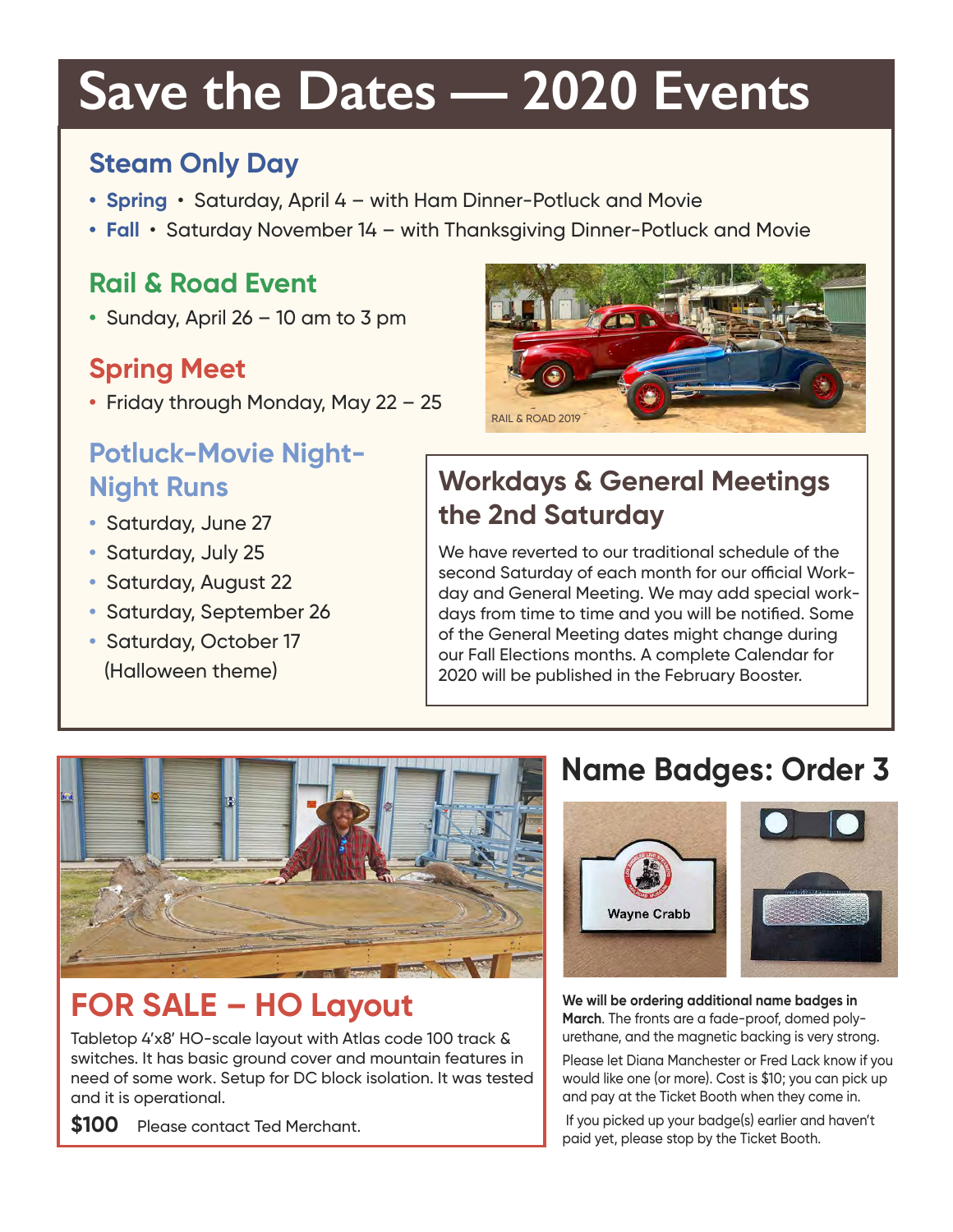# Save the Dates — 2020 Events

## Steam Only Day

- **Spring** • Saturday, April 4 – with Ham Dinner-Potluck and Movie
- **Fall** • Saturday November 14 – with Thanksgiving Dinner-Potluck and Movie

## Rail & Road Event

- Sunday, April 26 – 10 am to 3 pm

RAIL & ROAD 2019

## Spring Meet

- Friday through Monday, May 22 – 25

## Potluck-Movie Night-Night Runs

- Saturday, June 27
- Saturday, July 25
- Saturday, August 22
- Saturday, September 26
- Saturday, October 17 (Halloween theme)

## Workdays & General Meetings the 2nd Saturday

We have reverted to our traditional schedule of the second Saturday of each month for our official Work-day and General Meeting. We may add special work-days from time to time and you will be notified. Some of the General Meeting dates might change during our Fall Elections months. A complete Calendar for 2020 will be published in the February Booster.

## FOR SALE – HO Layout

Tabletop 4'x8' HO-scale layout with Atlas code 100 track & switches. It has basic ground cover and mountain features in need of some work. Setup for DC block isolation. It was tested and it is operational.

**$100** Please contact Ted Merchant.

## Name Badges: Order 3

Wayne Crabb

**We will be ordering additional name badges in March**. The fronts are a fade-proof, domed poly-urethane, and the magnetic backing is very strong.

Please let Diana Manchester or Fred Lack know if you would like one (or more). Cost is $10; you can pick up and pay at the Ticket Booth when they come in.

If you picked up your badge(s) earlier and haven't paid yet, please stop by the Ticket Booth.